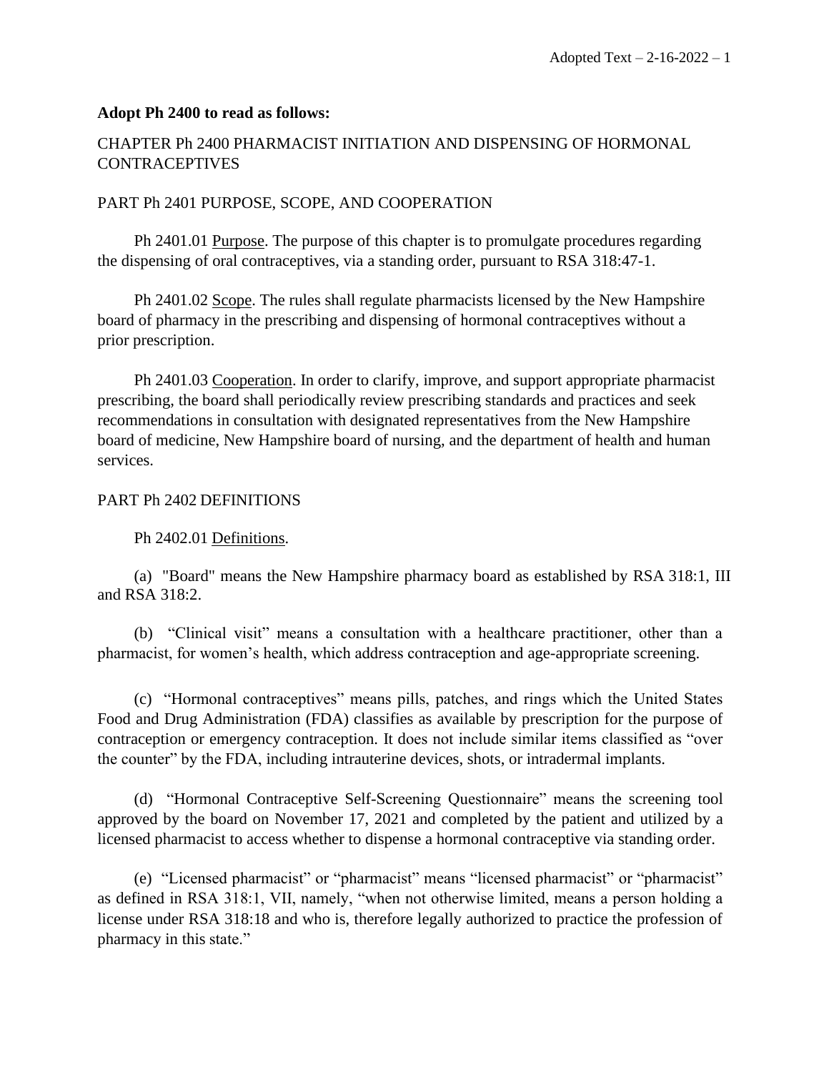**Adopt Ph 2400 to read as follows:**

CHAPTER Ph 2400 PHARMACIST INITIATION AND DISPENSING OF HORMONAL CONTRACEPTIVES

PART Ph 2401 PURPOSE, SCOPE, AND COOPERATION

Ph 2401.01 Purpose. The purpose of this chapter is to promulgate procedures regarding the dispensing of oral contraceptives, via a standing order, pursuant to RSA 318:47-1.

Ph 2401.02 Scope. The rules shall regulate pharmacists licensed by the New Hampshire board of pharmacy in the prescribing and dispensing of hormonal contraceptives without a prior prescription.

Ph 2401.03 Cooperation. In order to clarify, improve, and support appropriate pharmacist prescribing, the board shall periodically review prescribing standards and practices and seek recommendations in consultation with designated representatives from the New Hampshire board of medicine, New Hampshire board of nursing, and the department of health and human services.

PART Ph 2402 DEFINITIONS

Ph 2402.01 Definitions.

(a) "Board" means the New Hampshire pharmacy board as established by RSA 318:1, III and RSA 318:2.

(b) "Clinical visit" means a consultation with a healthcare practitioner, other than a pharmacist, for women's health, which address contraception and age-appropriate screening.

(c) "Hormonal contraceptives" means pills, patches, and rings which the United States Food and Drug Administration (FDA) classifies as available by prescription for the purpose of contraception or emergency contraception. It does not include similar items classified as "over the counter" by the FDA, including intrauterine devices, shots, or intradermal implants.

(d) "Hormonal Contraceptive Self-Screening Questionnaire" means the screening tool approved by the board on November 17, 2021 and completed by the patient and utilized by a licensed pharmacist to access whether to dispense a hormonal contraceptive via standing order.

(e) "Licensed pharmacist" or "pharmacist" means "licensed pharmacist" or "pharmacist" as defined in RSA 318:1, VII, namely, "when not otherwise limited, means a person holding a license under RSA 318:18 and who is, therefore legally authorized to practice the profession of pharmacy in this state."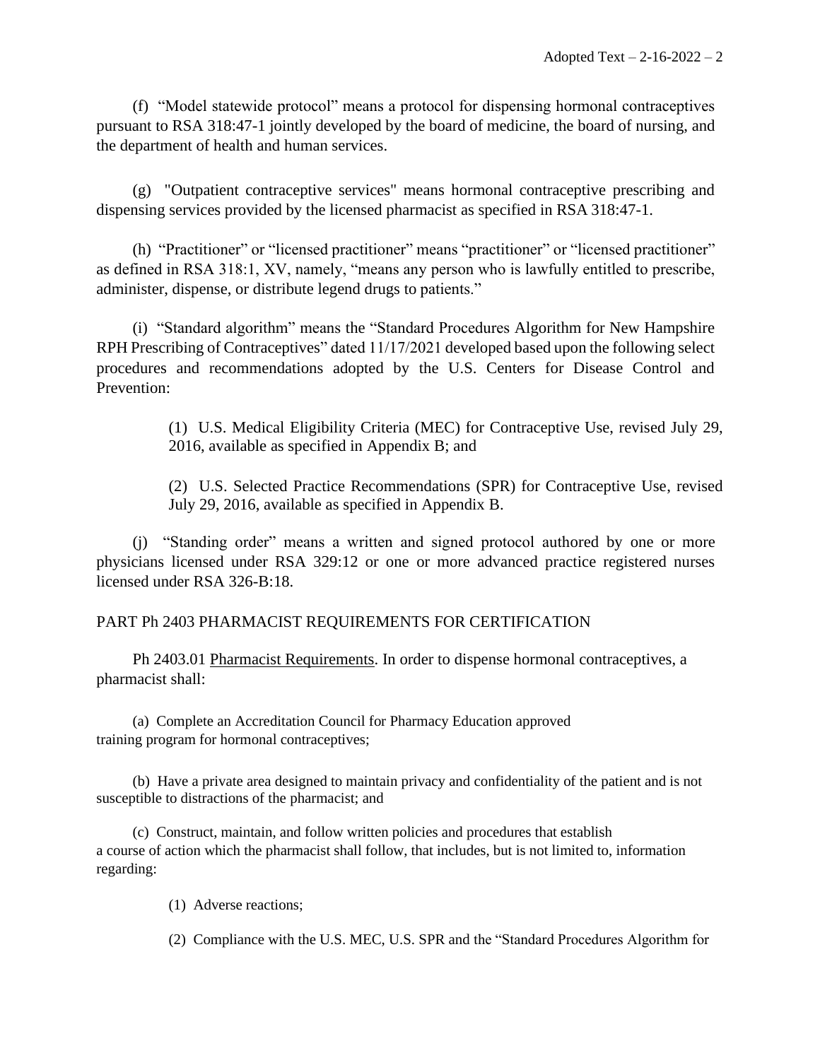(f) "Model statewide protocol" means a protocol for dispensing hormonal contraceptives pursuant to RSA 318:47-1 jointly developed by the board of medicine, the board of nursing, and the department of health and human services.

(g) "Outpatient contraceptive services" means hormonal contraceptive prescribing and dispensing services provided by the licensed pharmacist as specified in RSA 318:47-1.

(h) "Practitioner" or "licensed practitioner" means "practitioner" or "licensed practitioner" as defined in RSA 318:1, XV, namely, "means any person who is lawfully entitled to prescribe, administer, dispense, or distribute legend drugs to patients."

(i) "Standard algorithm" means the "Standard Procedures Algorithm for New Hampshire RPH Prescribing of Contraceptives" dated 11/17/2021 developed based upon the following select procedures and recommendations adopted by the U.S. Centers for Disease Control and Prevention:

> (1) U.S. Medical Eligibility Criteria (MEC) for Contraceptive Use, revised July 29, 2016, available as specified in Appendix B; and
>
> (2) U.S. Selected Practice Recommendations (SPR) for Contraceptive Use, revised July 29, 2016, available as specified in Appendix B.

(j) "Standing order" means a written and signed protocol authored by one or more physicians licensed under RSA 329:12 or one or more advanced practice registered nurses licensed under RSA 326-B:18.

## PART Ph 2403 PHARMACIST REQUIREMENTS FOR CERTIFICATION

Ph 2403.01 Pharmacist Requirements. In order to dispense hormonal contraceptives, a pharmacist shall:

(a) Complete an Accreditation Council for Pharmacy Education approved training program for hormonal contraceptives;

(b) Have a private area designed to maintain privacy and confidentiality of the patient and is not susceptible to distractions of the pharmacist; and

(c) Construct, maintain, and follow written policies and procedures that establish a course of action which the pharmacist shall follow, that includes, but is not limited to, information regarding:

> (1) Adverse reactions;
>
> (2) Compliance with the U.S. MEC, U.S. SPR and the "Standard Procedures Algorithm for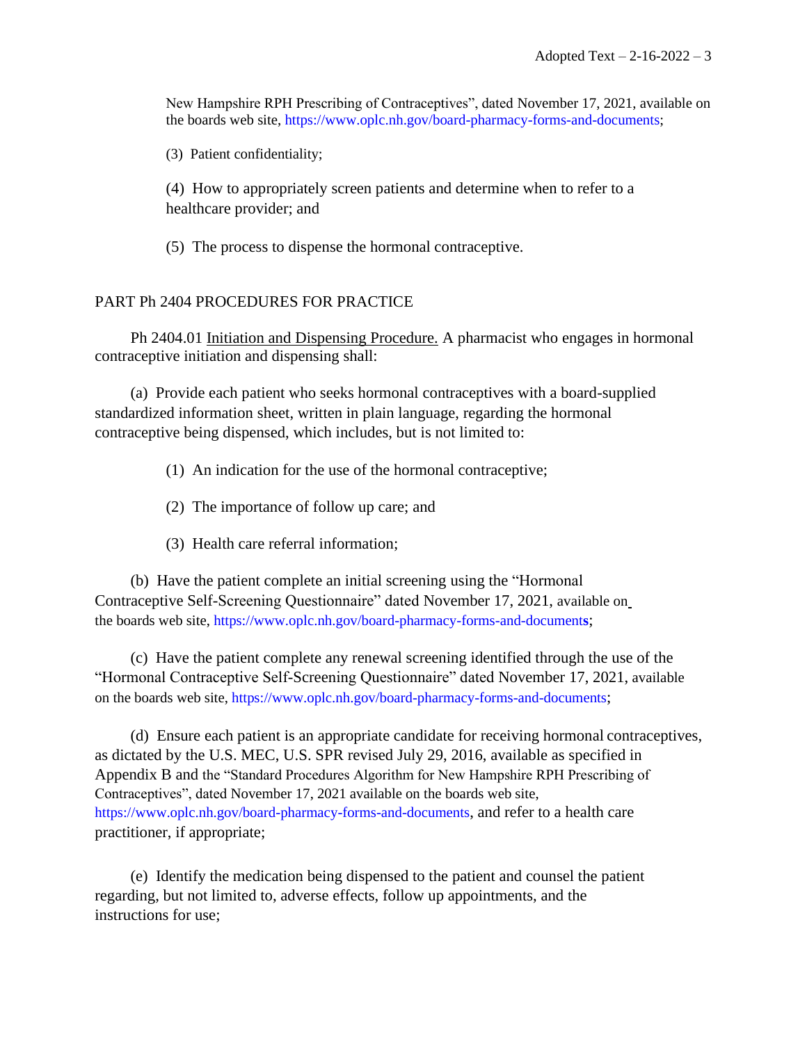New Hampshire RPH Prescribing of Contraceptives", dated November 17, 2021, available on the boards web site, https://www.oplc.nh.gov/board-pharmacy-forms-and-documents;

(3) Patient confidentiality;

(4) How to appropriately screen patients and determine when to refer to a healthcare provider; and

(5) The process to dispense the hormonal contraceptive.

## PART Ph 2404 PROCEDURES FOR PRACTICE

Ph 2404.01 Initiation and Dispensing Procedure. A pharmacist who engages in hormonal contraceptive initiation and dispensing shall:

(a) Provide each patient who seeks hormonal contraceptives with a board-supplied standardized information sheet, written in plain language, regarding the hormonal contraceptive being dispensed, which includes, but is not limited to:

(1) An indication for the use of the hormonal contraceptive;

(2) The importance of follow up care; and

(3) Health care referral information;

(b) Have the patient complete an initial screening using the "Hormonal Contraceptive Self-Screening Questionnaire" dated November 17, 2021, available on the boards web site, https://www.oplc.nh.gov/board-pharmacy-forms-and-documents;

(c) Have the patient complete any renewal screening identified through the use of the "Hormonal Contraceptive Self-Screening Questionnaire" dated November 17, 2021, available on the boards web site, https://www.oplc.nh.gov/board-pharmacy-forms-and-documents;

(d) Ensure each patient is an appropriate candidate for receiving hormonal contraceptives, as dictated by the U.S. MEC, U.S. SPR revised July 29, 2016, available as specified in Appendix B and the "Standard Procedures Algorithm for New Hampshire RPH Prescribing of Contraceptives", dated November 17, 2021 available on the boards web site, https://www.oplc.nh.gov/board-pharmacy-forms-and-documents, and refer to a health care practitioner, if appropriate;

(e) Identify the medication being dispensed to the patient and counsel the patient regarding, but not limited to, adverse effects, follow up appointments, and the instructions for use;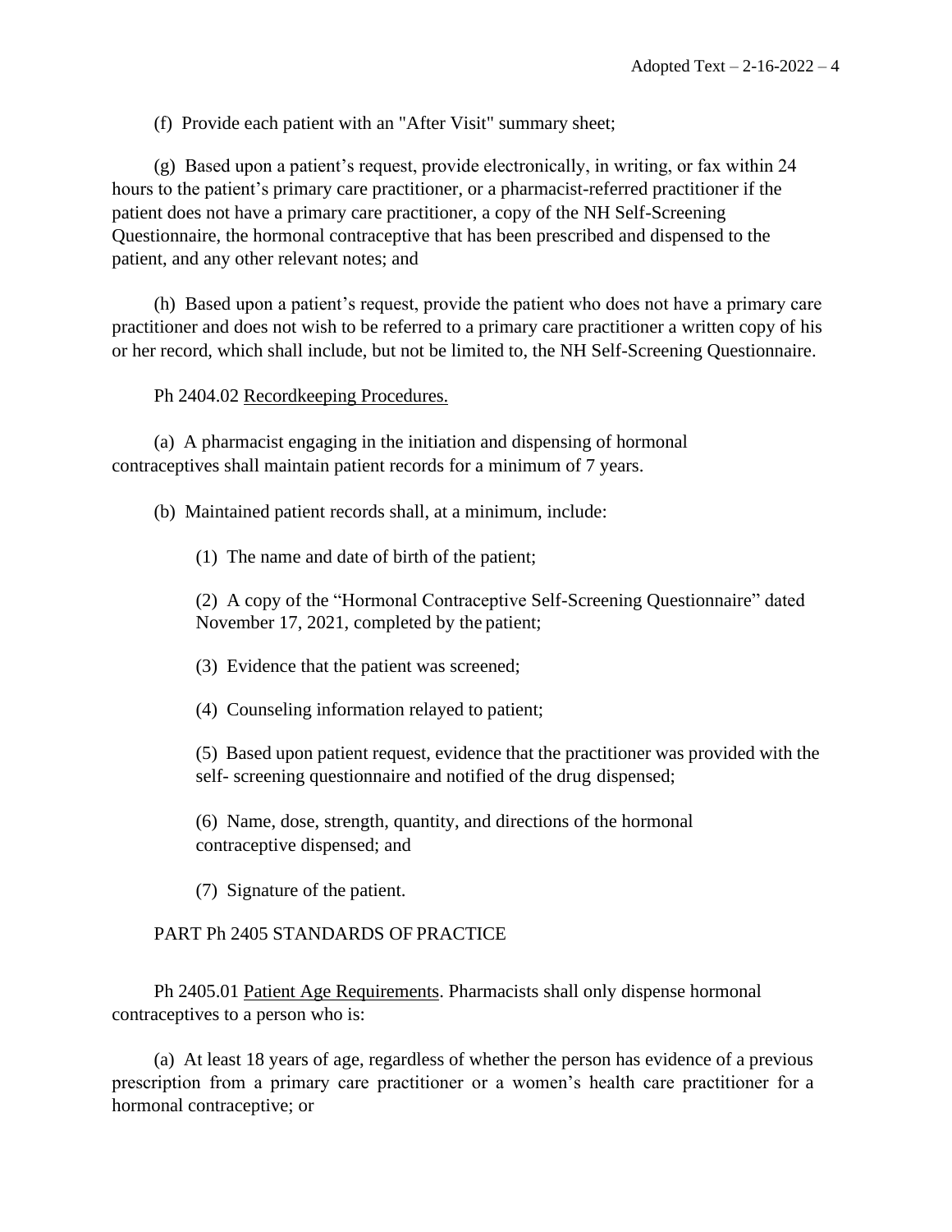(f) Provide each patient with an "After Visit" summary sheet;

(g) Based upon a patient's request, provide electronically, in writing, or fax within 24 hours to the patient's primary care practitioner, or a pharmacist-referred practitioner if the patient does not have a primary care practitioner, a copy of the NH Self-Screening Questionnaire, the hormonal contraceptive that has been prescribed and dispensed to the patient, and any other relevant notes; and

(h) Based upon a patient's request, provide the patient who does not have a primary care practitioner and does not wish to be referred to a primary care practitioner a written copy of his or her record, which shall include, but not be limited to, the NH Self-Screening Questionnaire.

Ph 2404.02 Recordkeeping Procedures.

(a) A pharmacist engaging in the initiation and dispensing of hormonal contraceptives shall maintain patient records for a minimum of 7 years.

(b) Maintained patient records shall, at a minimum, include:

(1) The name and date of birth of the patient;

(2) A copy of the "Hormonal Contraceptive Self-Screening Questionnaire" dated November 17, 2021, completed by the patient;

(3) Evidence that the patient was screened;

(4) Counseling information relayed to patient;

(5) Based upon patient request, evidence that the practitioner was provided with the self- screening questionnaire and notified of the drug dispensed;

(6) Name, dose, strength, quantity, and directions of the hormonal contraceptive dispensed; and

(7) Signature of the patient.

PART Ph 2405 STANDARDS OF PRACTICE

Ph 2405.01 Patient Age Requirements. Pharmacists shall only dispense hormonal contraceptives to a person who is:

(a) At least 18 years of age, regardless of whether the person has evidence of a previous prescription from a primary care practitioner or a women's health care practitioner for a hormonal contraceptive; or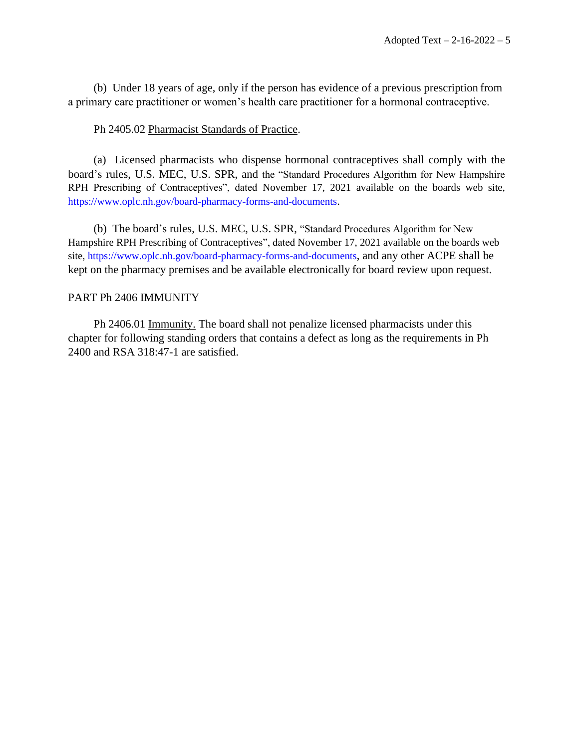(b) Under 18 years of age, only if the person has evidence of a previous prescription from a primary care practitioner or women's health care practitioner for a hormonal contraceptive.

Ph 2405.02 Pharmacist Standards of Practice.

(a) Licensed pharmacists who dispense hormonal contraceptives shall comply with the board's rules, U.S. MEC, U.S. SPR, and the "Standard Procedures Algorithm for New Hampshire RPH Prescribing of Contraceptives", dated November 17, 2021 available on the boards web site, https://www.oplc.nh.gov/board-pharmacy-forms-and-documents.

(b) The board's rules, U.S. MEC, U.S. SPR, "Standard Procedures Algorithm for New Hampshire RPH Prescribing of Contraceptives", dated November 17, 2021 available on the boards web site, https://www.oplc.nh.gov/board-pharmacy-forms-and-documents, and any other ACPE shall be kept on the pharmacy premises and be available electronically for board review upon request.

PART Ph 2406 IMMUNITY

Ph 2406.01 Immunity. The board shall not penalize licensed pharmacists under this chapter for following standing orders that contains a defect as long as the requirements in Ph 2400 and RSA 318:47-1 are satisfied.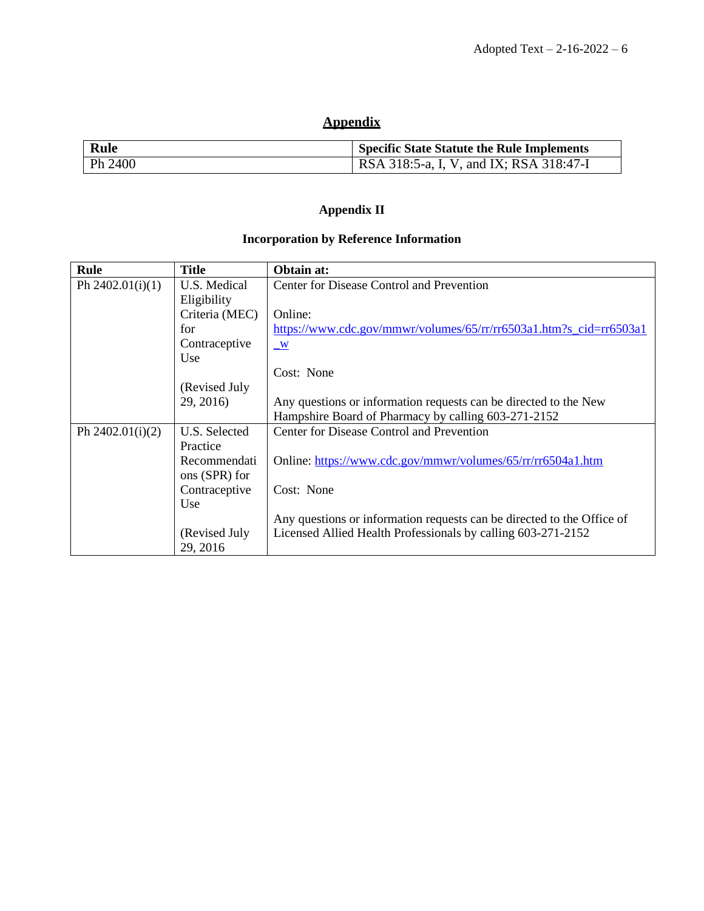## Appendix

| Rule | Specific State Statute the Rule Implements |
|---|---|
| Ph 2400 | RSA 318:5-a, I, V, and IX; RSA 318:47-I |

## Appendix II

### Incorporation by Reference Information

| Rule | Title | Obtain at: |
|---|---|---|
| Ph 2402.01(i)(1) | U.S. Medical Eligibility Criteria (MEC) for Contraceptive Use (Revised July 29, 2016) | Center for Disease Control and Prevention<br><br>Online: https://www.cdc.gov/mmwr/volumes/65/rr/rr6503a1.htm?s_cid=rr6503a1_w<br><br>Cost: None<br><br>Any questions or information requests can be directed to the New Hampshire Board of Pharmacy by calling 603-271-2152 |
| Ph 2402.01(i)(2) | U.S. Selected Practice Recommendations (SPR) for Contraceptive Use (Revised July 29, 2016 | Center for Disease Control and Prevention<br><br>Online: https://www.cdc.gov/mmwr/volumes/65/rr/rr6504a1.htm<br><br>Cost: None<br><br>Any questions or information requests can be directed to the Office of Licensed Allied Health Professionals by calling 603-271-2152 |